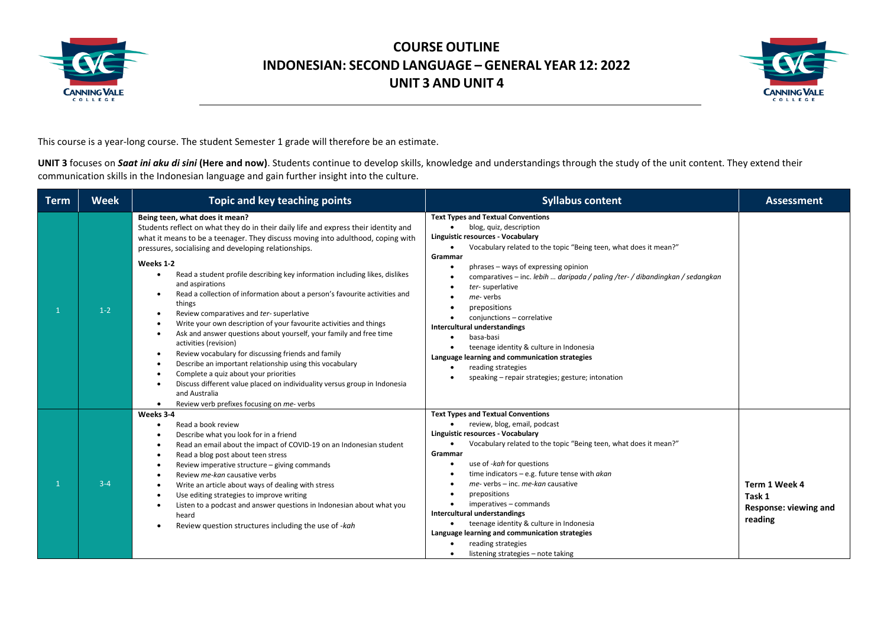# COURSE OUTLINE
# INDONESIAN: SECOND LANGUAGE – GENERAL YEAR 12: 2022
# UNIT 3 AND UNIT 4

This course is a year-long course. The student Semester 1 grade will therefore be an estimate.

**UNIT 3** focuses on ***Saat ini aku di sini*** **(Here and now)**. Students continue to develop skills, knowledge and understandings through the study of the unit content. They extend their communication skills in the Indonesian language and gain further insight into the culture.

| Term | Week | Topic and key teaching points | Syllabus content | Assessment |
|---|---|---|---|---|
| 1 | 1-2 | **Being teen, what does it mean?**<br>Students reflect on what they do in their daily life and express their identity and what it means to be a teenager. They discuss moving into adulthood, coping with pressures, socialising and developing relationships.<br>**Weeks 1-2**<br>• Read a student profile describing key information including likes, dislikes and aspirations<br>• Read a collection of information about a person's favourite activities and things<br>• Review comparatives and *ter-* superlative<br>• Write your own description of your favourite activities and things<br>• Ask and answer questions about yourself, your family and free time activities (revision)<br>• Review vocabulary for discussing friends and family<br>• Describe an important relationship using this vocabulary<br>• Complete a quiz about your priorities<br>• Discuss different value placed on individuality versus group in Indonesia and Australia<br>• Review verb prefixes focusing on *me-* verbs | **Text Types and Textual Conventions**<br>• blog, quiz, description<br>**Linguistic resources - Vocabulary**<br>• Vocabulary related to the topic "Being teen, what does it mean?"<br>**Grammar**<br>• phrases – ways of expressing opinion<br>• comparatives – inc. *lebih … daripada / paling /ter- / dibandingkan / sedangkan*<br>• *ter-* superlative<br>• *me-* verbs<br>• prepositions<br>• conjunctions – correlative<br>**Intercultural understandings**<br>• basa-basi<br>• teenage identity & culture in Indonesia<br>**Language learning and communication strategies**<br>• reading strategies<br>• speaking – repair strategies; gesture; intonation | |
| 1 | 3-4 | **Weeks 3-4**<br>• Read a book review<br>• Describe what you look for in a friend<br>• Read an email about the impact of COVID-19 on an Indonesian student<br>• Read a blog post about teen stress<br>• Review imperative structure – giving commands<br>• Review *me-kan* causative verbs<br>• Write an article about ways of dealing with stress<br>• Use editing strategies to improve writing<br>• Listen to a podcast and answer questions in Indonesian about what you heard<br>• Review question structures including the use of *-kah* | **Text Types and Textual Conventions**<br>• review, blog, email, podcast<br>**Linguistic resources - Vocabulary**<br>• Vocabulary related to the topic "Being teen, what does it mean?"<br>**Grammar**<br>• use of *-kah* for questions<br>• time indicators – e.g. future tense with *akan*<br>• *me-* verbs – inc. *me-kan* causative<br>• prepositions<br>• imperatives – commands<br>**Intercultural understandings**<br>• teenage identity & culture in Indonesia<br>**Language learning and communication strategies**<br>• reading strategies<br>• listening strategies – note taking | **Term 1 Week 4**<br>**Task 1**<br>**Response: viewing and reading** |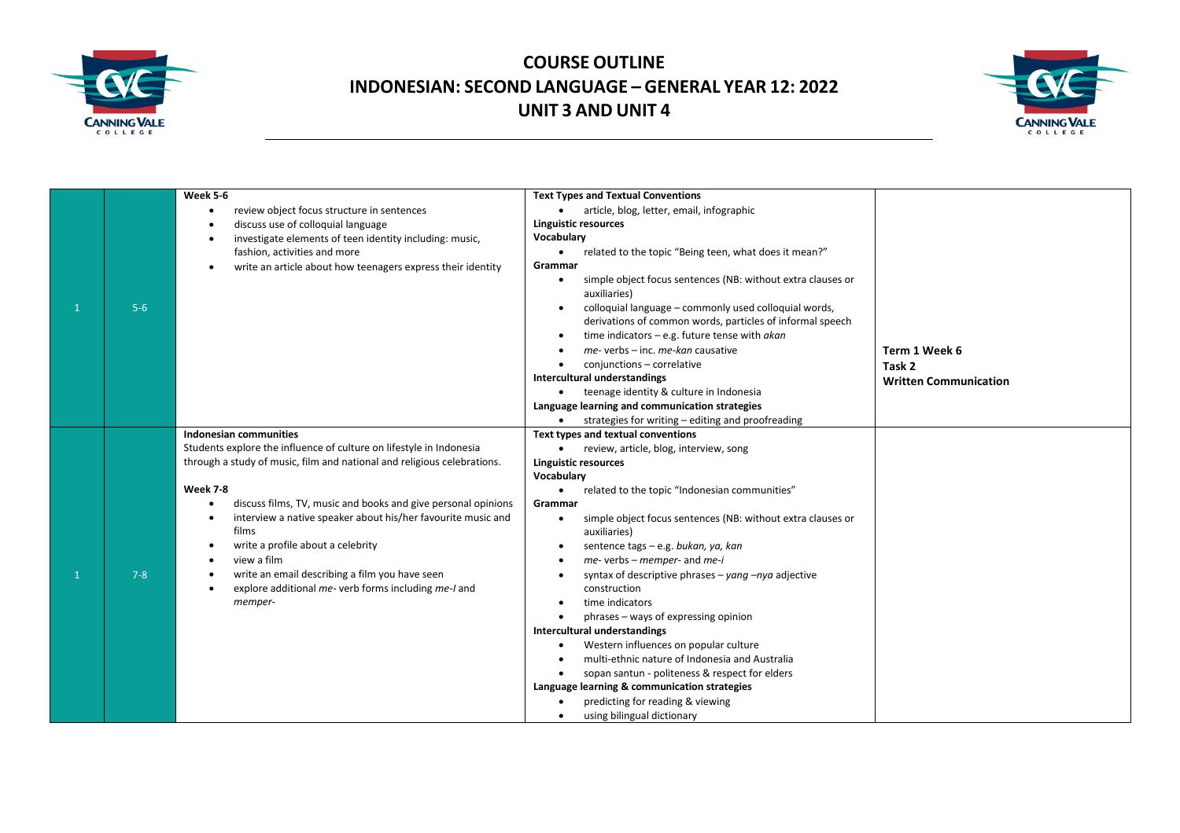# COURSE OUTLINE
# INDONESIAN: SECOND LANGUAGE – GENERAL YEAR 12: 2022
# UNIT 3 AND UNIT 4

| | | | | |
|---|---|---|---|---|
| 1 | 5-6 | **Week 5-6**<br>• review object focus structure in sentences<br>• discuss use of colloquial language<br>• investigate elements of teen identity including: music, fashion, activities and more<br>• write an article about how teenagers express their identity | **Text Types and Textual Conventions**<br>• article, blog, letter, email, infographic<br>**Linguistic resources**<br>**Vocabulary**<br>• related to the topic "Being teen, what does it mean?"<br>**Grammar**<br>• simple object focus sentences (NB: without extra clauses or auxiliaries)<br>• colloquial language – commonly used colloquial words, derivations of common words, particles of informal speech<br>• time indicators – e.g. future tense with *akan*<br>• *me-* verbs – inc. *me-kan* causative<br>• conjunctions – correlative<br>**Intercultural understandings**<br>• teenage identity & culture in Indonesia<br>**Language learning and communication strategies**<br>• strategies for writing – editing and proofreading | **Term 1 Week 6**<br>**Task 2**<br>**Written Communication** |
| 1 | 7-8 | **Indonesian communities**<br>Students explore the influence of culture on lifestyle in Indonesia through a study of music, film and national and religious celebrations.<br><br>**Week 7-8**<br>• discuss films, TV, music and books and give personal opinions<br>• interview a native speaker about his/her favourite music and films<br>• write a profile about a celebrity<br>• view a film<br>• write an email describing a film you have seen<br>• explore additional *me-* verb forms including *me-I* and *memper-* | **Text types and textual conventions**<br>• review, article, blog, interview, song<br>**Linguistic resources**<br>**Vocabulary**<br>• related to the topic "Indonesian communities"<br>**Grammar**<br>• simple object focus sentences (NB: without extra clauses or auxiliaries)<br>• sentence tags – e.g. *bukan, ya, kan*<br>• *me-* verbs – *memper-* and *me-i*<br>• syntax of descriptive phrases – *yang –nya* adjective construction<br>• time indicators<br>• phrases – ways of expressing opinion<br>**Intercultural understandings**<br>• Western influences on popular culture<br>• multi-ethnic nature of Indonesia and Australia<br>• sopan santun - politeness & respect for elders<br>**Language learning & communication strategies**<br>• predicting for reading & viewing<br>• using bilingual dictionary | |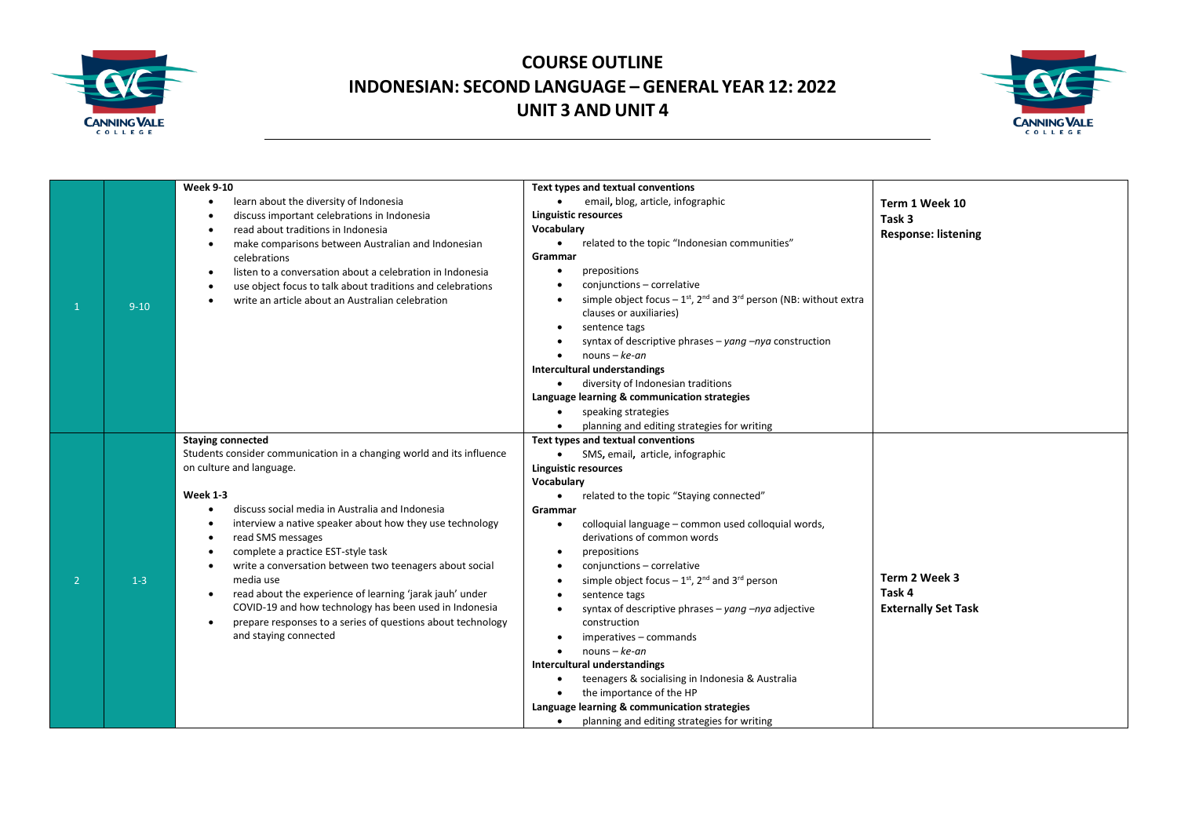# COURSE OUTLINE
# INDONESIAN: SECOND LANGUAGE – GENERAL YEAR 12: 2022
# UNIT 3 AND UNIT 4

| | | | | |
|---|---|---|---|---|
| 1 | 9-10 | **Week 9-10**<br>• learn about the diversity of Indonesia<br>• discuss important celebrations in Indonesia<br>• read about traditions in Indonesia<br>• make comparisons between Australian and Indonesian celebrations<br>• listen to a conversation about a celebration in Indonesia<br>• use object focus to talk about traditions and celebrations<br>• write an article about an Australian celebration | **Text types and textual conventions**<br>• email, blog, article, infographic<br>**Linguistic resources**<br>**Vocabulary**<br>• related to the topic "Indonesian communities"<br>**Grammar**<br>• prepositions<br>• conjunctions – correlative<br>• simple object focus – 1st, 2nd and 3rd person (NB: without extra clauses or auxiliaries)<br>• sentence tags<br>• syntax of descriptive phrases – *yang* –*nya* construction<br>• nouns – *ke-an*<br>**Intercultural understandings**<br>• diversity of Indonesian traditions<br>**Language learning & communication strategies**<br>• speaking strategies<br>• planning and editing strategies for writing | **Term 1 Week 10**<br>**Task 3**<br>**Response: listening** |
| 2 | 1-3 | **Staying connected**<br>Students consider communication in a changing world and its influence on culture and language.<br><br>**Week 1-3**<br>• discuss social media in Australia and Indonesia<br>• interview a native speaker about how they use technology<br>• read SMS messages<br>• complete a practice EST-style task<br>• write a conversation between two teenagers about social media use<br>• read about the experience of learning 'jarak jauh' under COVID-19 and how technology has been used in Indonesia<br>• prepare responses to a series of questions about technology and staying connected | **Text types and textual conventions**<br>• SMS, email, article, infographic<br>**Linguistic resources**<br>**Vocabulary**<br>• related to the topic "Staying connected"<br>**Grammar**<br>• colloquial language – common used colloquial words, derivations of common words<br>• prepositions<br>• conjunctions – correlative<br>• simple object focus – 1st, 2nd and 3rd person<br>• sentence tags<br>• syntax of descriptive phrases – *yang* –*nya* adjective construction<br>• imperatives – commands<br>• nouns – *ke-an*<br>**Intercultural understandings**<br>• teenagers & socialising in Indonesia & Australia<br>• the importance of the HP<br>**Language learning & communication strategies**<br>• planning and editing strategies for writing | **Term 2 Week 3**<br>**Task 4**<br>**Externally Set Task** |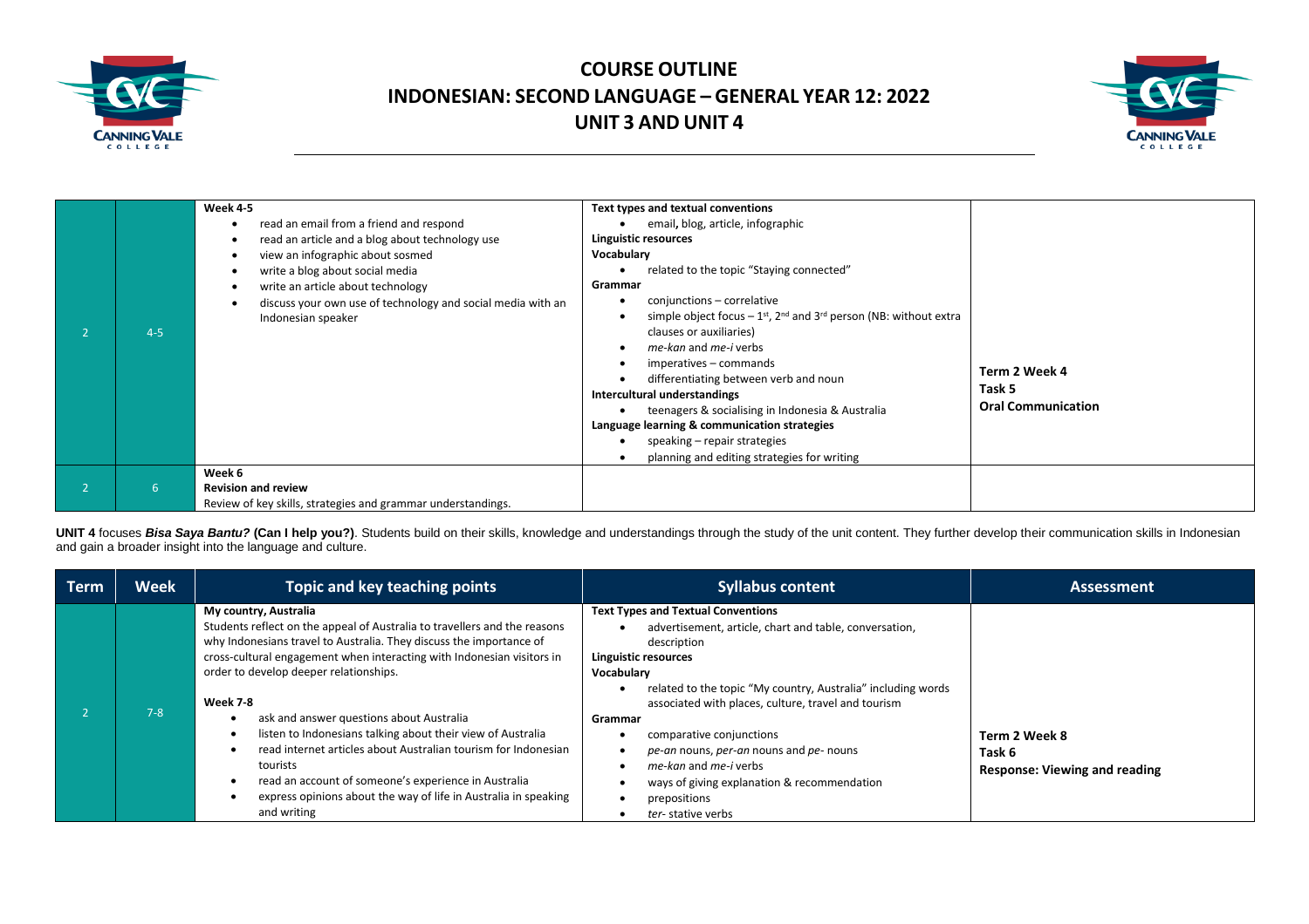# COURSE OUTLINE
# INDONESIAN: SECOND LANGUAGE – GENERAL YEAR 12: 2022
# UNIT 3 AND UNIT 4

| | | | | |
|---|---|---|---|---|
| 2 | 4-5 | **Week 4-5**<br>• read an email from a friend and respond<br>• read an article and a blog about technology use<br>• view an infographic about sosmed<br>• write a blog about social media<br>• write an article about technology<br>• discuss your own use of technology and social media with an Indonesian speaker | **Text types and textual conventions**<br>• email, blog, article, infographic<br>**Linguistic resources**<br>**Vocabulary**<br>• related to the topic "Staying connected"<br>**Grammar**<br>• conjunctions – correlative<br>• simple object focus – 1st, 2nd and 3rd person (NB: without extra clauses or auxiliaries)<br>• *me-kan* and *me-i* verbs<br>• imperatives – commands<br>• differentiating between verb and noun<br>**Intercultural understandings**<br>• teenagers & socialising in Indonesia & Australia<br>**Language learning & communication strategies**<br>• speaking – repair strategies<br>• planning and editing strategies for writing | **Term 2 Week 4**<br>**Task 5**<br>**Oral Communication** |
| 2 | 6 | **Week 6**<br>**Revision and review**<br>Review of key skills, strategies and grammar understandings. | | |

**UNIT 4** focuses ***Bisa Saya Bantu?*** **(Can I help you?)**. Students build on their skills, knowledge and understandings through the study of the unit content. They further develop their communication skills in Indonesian and gain a broader insight into the language and culture.

| Term | Week | Topic and key teaching points | Syllabus content | Assessment |
|---|---|---|---|---|
| 2 | 7-8 | **My country, Australia**<br>Students reflect on the appeal of Australia to travellers and the reasons why Indonesians travel to Australia. They discuss the importance of cross-cultural engagement when interacting with Indonesian visitors in order to develop deeper relationships.<br>**Week 7-8**<br>• ask and answer questions about Australia<br>• listen to Indonesians talking about their view of Australia<br>• read internet articles about Australian tourism for Indonesian tourists<br>• read an account of someone's experience in Australia<br>• express opinions about the way of life in Australia in speaking and writing | **Text Types and Textual Conventions**<br>• advertisement, article, chart and table, conversation, description<br>**Linguistic resources**<br>**Vocabulary**<br>• related to the topic "My country, Australia" including words associated with places, culture, travel and tourism<br>**Grammar**<br>• comparative conjunctions<br>• *pe-an* nouns, *per-an* nouns and *pe-* nouns<br>• *me-kan* and *me-i* verbs<br>• ways of giving explanation & recommendation<br>• prepositions<br>• *ter-* stative verbs | **Term 2 Week 8**<br>**Task 6**<br>**Response: Viewing and reading** |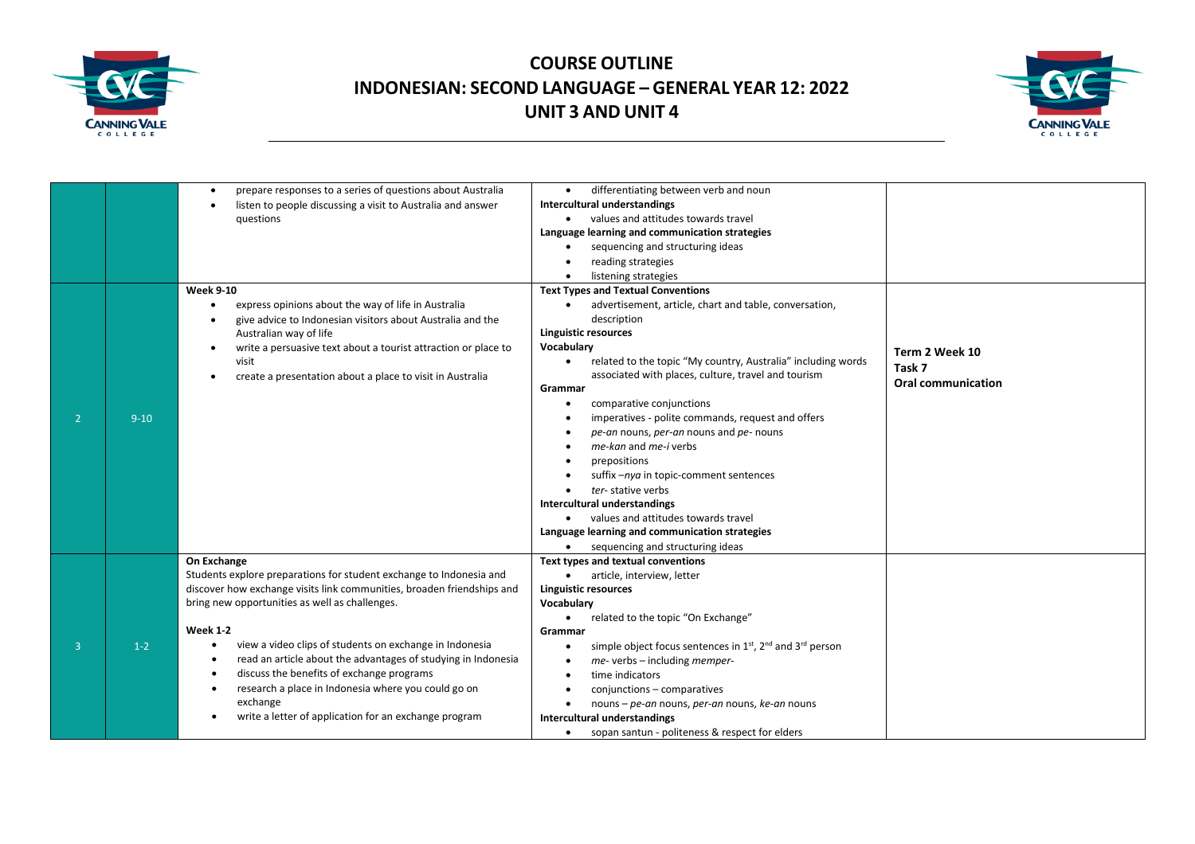# COURSE OUTLINE
# INDONESIAN: SECOND LANGUAGE – GENERAL YEAR 12: 2022
# UNIT 3 AND UNIT 4

| | | | | |
|---|---|---|---|---|
| | | • prepare responses to a series of questions about Australia<br>• listen to people discussing a visit to Australia and answer questions | • differentiating between verb and noun<br>**Intercultural understandings**<br>• values and attitudes towards travel<br>**Language learning and communication strategies**<br>• sequencing and structuring ideas<br>• reading strategies<br>• listening strategies | |
| 2 | 9-10 | **Week 9-10**<br>• express opinions about the way of life in Australia<br>• give advice to Indonesian visitors about Australia and the Australian way of life<br>• write a persuasive text about a tourist attraction or place to visit<br>• create a presentation about a place to visit in Australia | **Text Types and Textual Conventions**<br>• advertisement, article, chart and table, conversation, description<br>**Linguistic resources**<br>**Vocabulary**<br>• related to the topic "My country, Australia" including words associated with places, culture, travel and tourism<br>**Grammar**<br>• comparative conjunctions<br>• imperatives - polite commands, request and offers<br>• *pe-an* nouns, *per-an* nouns and *pe-* nouns<br>• *me-kan* and *me-i* verbs<br>• prepositions<br>• suffix –*nya* in topic-comment sentences<br>• *ter-* stative verbs<br>**Intercultural understandings**<br>• values and attitudes towards travel<br>**Language learning and communication strategies**<br>• sequencing and structuring ideas | **Term 2 Week 10**<br>**Task 7**<br>**Oral communication** |
| 3 | 1-2 | **On Exchange**<br>Students explore preparations for student exchange to Indonesia and discover how exchange visits link communities, broaden friendships and bring new opportunities as well as challenges.<br><br>**Week 1-2**<br>• view a video clips of students on exchange in Indonesia<br>• read an article about the advantages of studying in Indonesia<br>• discuss the benefits of exchange programs<br>• research a place in Indonesia where you could go on exchange<br>• write a letter of application for an exchange program | **Text types and textual conventions**<br>• article, interview, letter<br>**Linguistic resources**<br>**Vocabulary**<br>• related to the topic "On Exchange"<br>**Grammar**<br>• simple object focus sentences in 1st, 2nd and 3rd person<br>• *me-* verbs – including *memper-*<br>• time indicators<br>• conjunctions – comparatives<br>• nouns – *pe-an* nouns, *per-an* nouns, *ke-an* nouns<br>**Intercultural understandings**<br>• sopan santun - politeness & respect for elders | |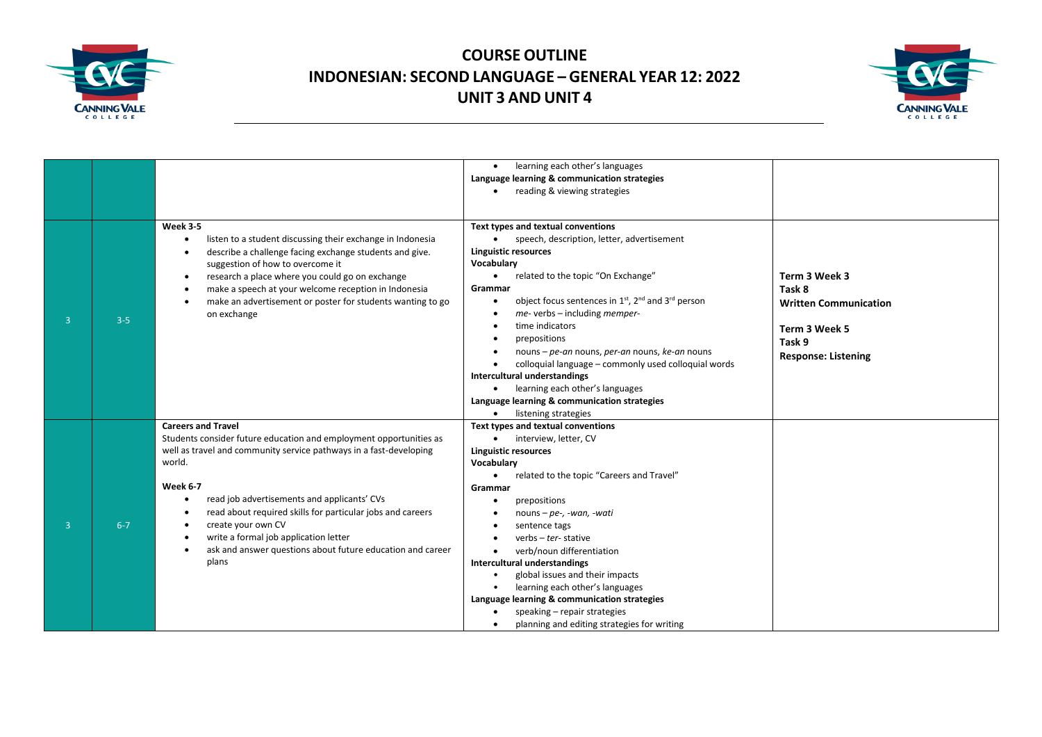# COURSE OUTLINE
# INDONESIAN: SECOND LANGUAGE – GENERAL YEAR 12: 2022
# UNIT 3 AND UNIT 4

| | | | | |
|---|---|---|---|---|
| | | | • learning each other's languages<br>**Language learning & communication strategies**<br>• reading & viewing strategies | |
| 3 | 3-5 | **Week 3-5**<br>• listen to a student discussing their exchange in Indonesia<br>• describe a challenge facing exchange students and give. suggestion of how to overcome it<br>• research a place where you could go on exchange<br>• make a speech at your welcome reception in Indonesia<br>• make an advertisement or poster for students wanting to go on exchange | **Text types and textual conventions**<br>• speech, description, letter, advertisement<br>**Linguistic resources**<br>**Vocabulary**<br>• related to the topic "On Exchange"<br>**Grammar**<br>• object focus sentences in 1st, 2nd and 3rd person<br>• *me-* verbs – including *memper-*<br>• time indicators<br>• prepositions<br>• nouns – *pe-an* nouns, *per-an* nouns, *ke-an* nouns<br>• colloquial language – commonly used colloquial words<br>**Intercultural understandings**<br>• learning each other's languages<br>**Language learning & communication strategies**<br>• listening strategies | **Term 3 Week 3**<br>**Task 8**<br>**Written Communication**<br><br>**Term 3 Week 5**<br>**Task 9**<br>**Response: Listening** |
| 3 | 6-7 | **Careers and Travel**<br>Students consider future education and employment opportunities as well as travel and community service pathways in a fast-developing world.<br><br>**Week 6-7**<br>• read job advertisements and applicants' CVs<br>• read about required skills for particular jobs and careers<br>• create your own CV<br>• write a formal job application letter<br>• ask and answer questions about future education and career plans | **Text types and textual conventions**<br>• interview, letter, CV<br>**Linguistic resources**<br>**Vocabulary**<br>• related to the topic "Careers and Travel"<br>**Grammar**<br>• prepositions<br>• nouns – *pe-, -wan, -wati*<br>• sentence tags<br>• verbs – *ter-* stative<br>• verb/noun differentiation<br>**Intercultural understandings**<br>• global issues and their impacts<br>• learning each other's languages<br>**Language learning & communication strategies**<br>• speaking – repair strategies<br>• planning and editing strategies for writing | |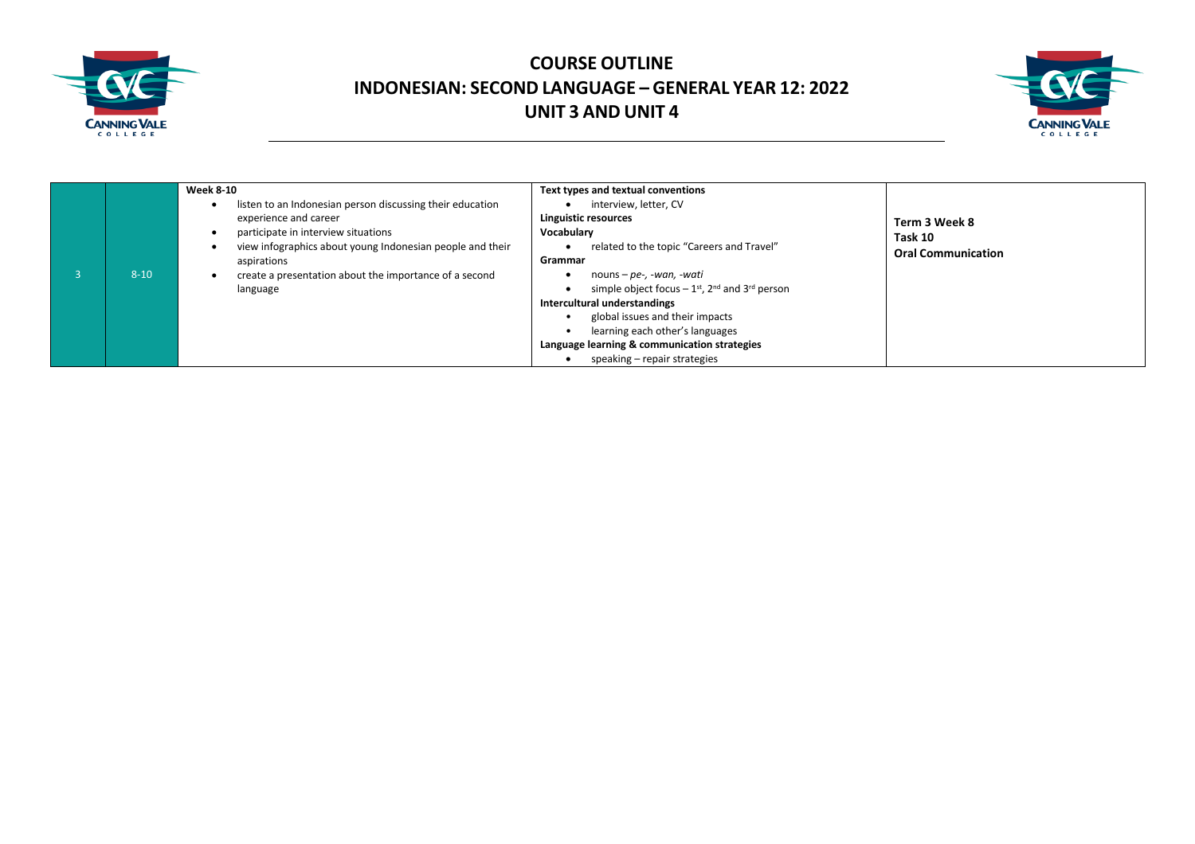# COURSE OUTLINE
# INDONESIAN: SECOND LANGUAGE – GENERAL YEAR 12: 2022
# UNIT 3 AND UNIT 4

| | | | | |
|---|---|---|---|---|
| 3 | 8-10 | **Week 8-10**<br>• listen to an Indonesian person discussing their education experience and career<br>• participate in interview situations<br>• view infographics about young Indonesian people and their aspirations<br>• create a presentation about the importance of a second language | **Text types and textual conventions**<br>• interview, letter, CV<br>**Linguistic resources**<br>**Vocabulary**<br>• related to the topic "Careers and Travel"<br>**Grammar**<br>• nouns – *pe-, -wan, -wati*<br>• simple object focus – 1st, 2nd and 3rd person<br>**Intercultural understandings**<br>• global issues and their impacts<br>• learning each other's languages<br>**Language learning & communication strategies**<br>• speaking – repair strategies | **Term 3 Week 8**<br>**Task 10**<br>**Oral Communication** |